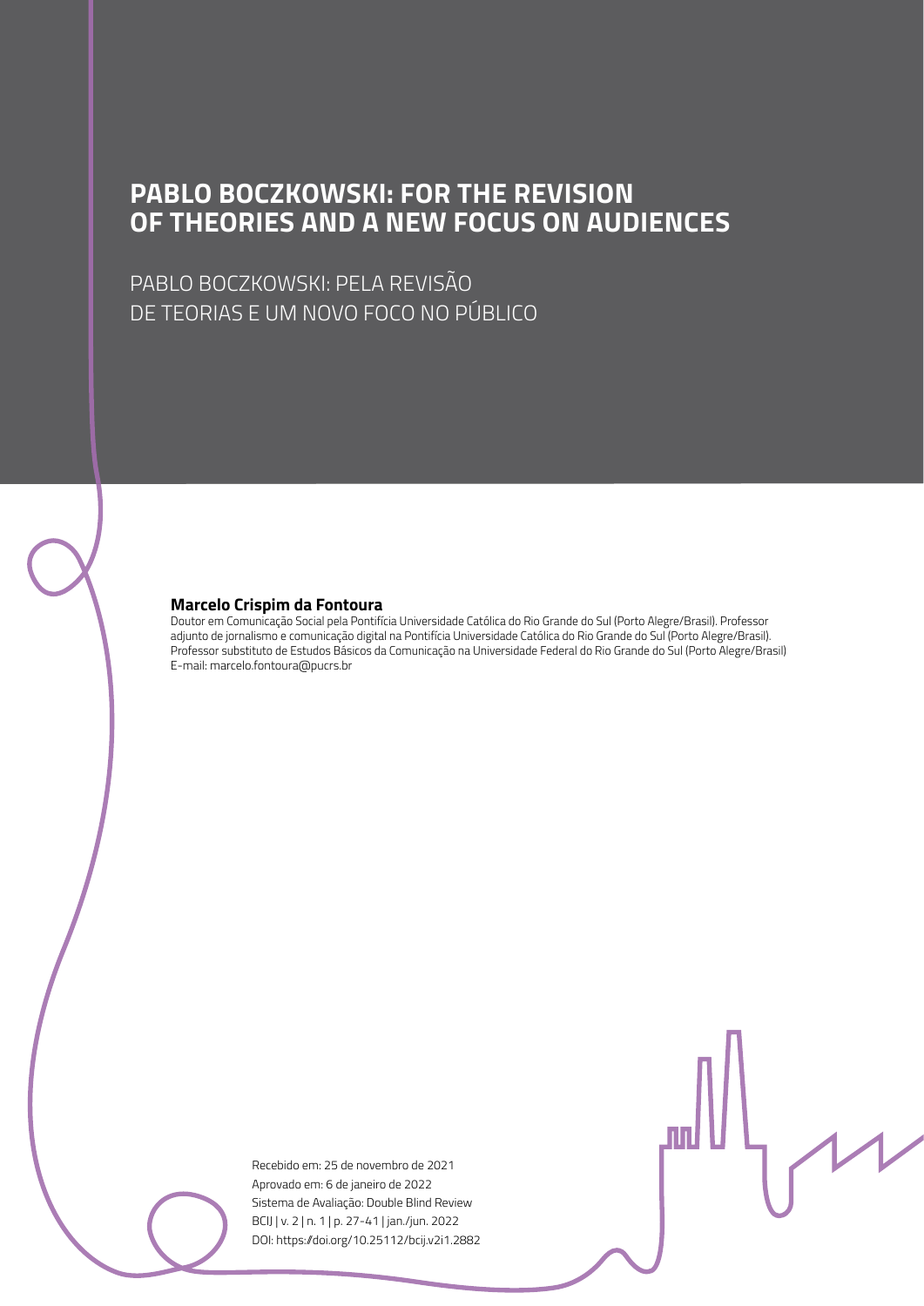# PABLO BOCZKOWSKI: FOR THE REVISION OF THEORIES AND A NEW FOCUS ON AUDIENCES

PABLO BOCZKOWSKI: PELA REVISÃO DE TEORIAS E UM NOVO FOCO NO PÚBLICO

**Marcelo Crispim da Fontoura**

Doutor em Comunicação Social pela Pontifícia Universidade Católica do Rio Grande do Sul (Porto Alegre/Brasil). Professor adjunto de jornalismo e comunicação digital na Pontifícia Universidade Católica do Rio Grande do Sul (Porto Alegre/Brasil). Professor substituto de Estudos Básicos da Comunicação na Universidade Federal do Rio Grande do Sul (Porto Alegre/Brasil)
E-mail: marcelo.fontoura@pucrs.br

Recebido em: 25 de novembro de 2021
Aprovado em: 6 de janeiro de 2022
Sistema de Avaliação: Double Blind Review
BCIJ | v. 2 | n. 1 | p. 27-41 | jan./jun. 2022
DOI: https://doi.org/10.25112/bcij.v2i1.2882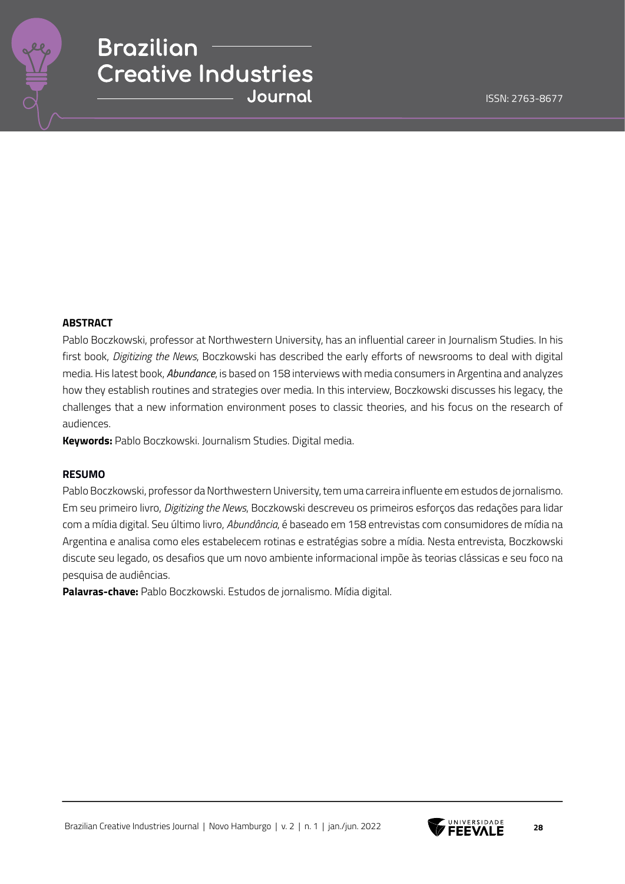**ABSTRACT**

Pablo Boczkowski, professor at Northwestern University, has an influential career in Journalism Studies. In his first book, *Digitizing the News*, Boczkowski has described the early efforts of newsrooms to deal with digital media. His latest book, ***Abundance***, is based on 158 interviews with media consumers in Argentina and analyzes how they establish routines and strategies over media. In this interview, Boczkowski discusses his legacy, the challenges that a new information environment poses to classic theories, and his focus on the research of audiences.

**Keywords:** Pablo Boczkowski. Journalism Studies. Digital media.

**RESUMO**

Pablo Boczkowski, professor da Northwestern University, tem uma carreira influente em estudos de jornalismo. Em seu primeiro livro, *Digitizing the News*, Boczkowski descreveu os primeiros esforços das redações para lidar com a mídia digital. Seu último livro, *Abundância*, é baseado em 158 entrevistas com consumidores de mídia na Argentina e analisa como eles estabelecem rotinas e estratégias sobre a mídia. Nesta entrevista, Boczkowski discute seu legado, os desafios que um novo ambiente informacional impõe às teorias clássicas e seu foco na pesquisa de audiências.

**Palavras-chave:** Pablo Boczkowski. Estudos de jornalismo. Mídia digital.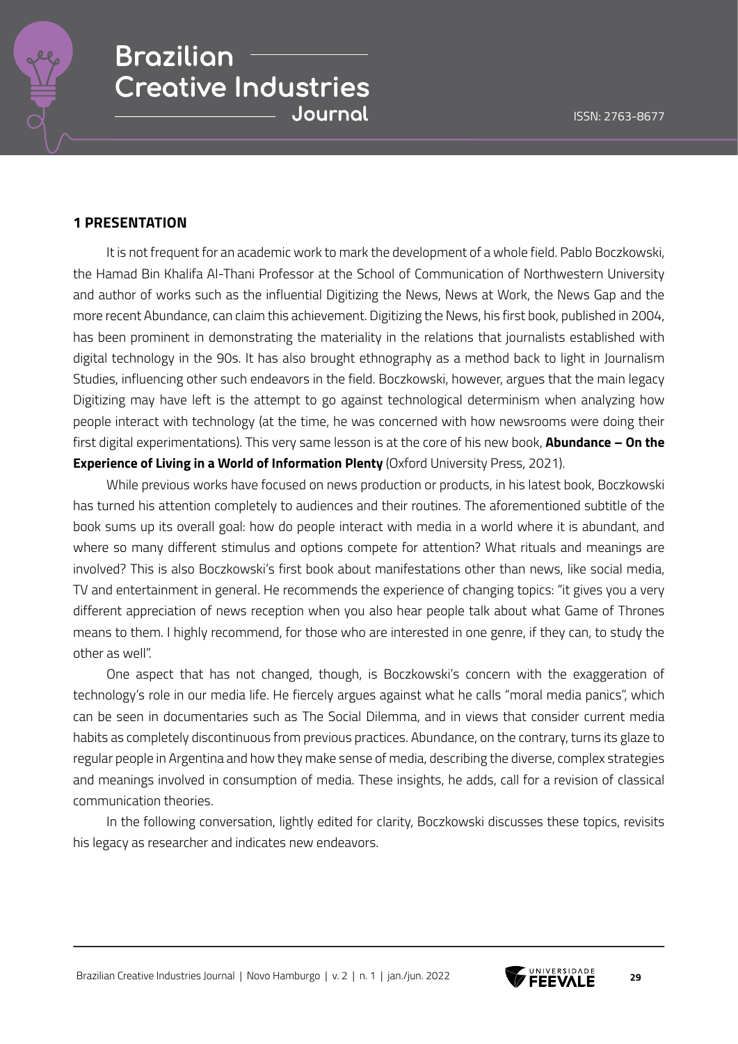## 1 PRESENTATION

It is not frequent for an academic work to mark the development of a whole field. Pablo Boczkowski, the Hamad Bin Khalifa Al-Thani Professor at the School of Communication of Northwestern University and author of works such as the influential Digitizing the News, News at Work, the News Gap and the more recent Abundance, can claim this achievement. Digitizing the News, his first book, published in 2004, has been prominent in demonstrating the materiality in the relations that journalists established with digital technology in the 90s. It has also brought ethnography as a method back to light in Journalism Studies, influencing other such endeavors in the field. Boczkowski, however, argues that the main legacy Digitizing may have left is the attempt to go against technological determinism when analyzing how people interact with technology (at the time, he was concerned with how newsrooms were doing their first digital experimentations). This very same lesson is at the core of his new book, **Abundance – On the Experience of Living in a World of Information Plenty** (Oxford University Press, 2021).

While previous works have focused on news production or products, in his latest book, Boczkowski has turned his attention completely to audiences and their routines. The aforementioned subtitle of the book sums up its overall goal: how do people interact with media in a world where it is abundant, and where so many different stimulus and options compete for attention? What rituals and meanings are involved? This is also Boczkowski's first book about manifestations other than news, like social media, TV and entertainment in general. He recommends the experience of changing topics: "it gives you a very different appreciation of news reception when you also hear people talk about what Game of Thrones means to them. I highly recommend, for those who are interested in one genre, if they can, to study the other as well".

One aspect that has not changed, though, is Boczkowski's concern with the exaggeration of technology's role in our media life. He fiercely argues against what he calls "moral media panics", which can be seen in documentaries such as The Social Dilemma, and in views that consider current media habits as completely discontinuous from previous practices. Abundance, on the contrary, turns its glaze to regular people in Argentina and how they make sense of media, describing the diverse, complex strategies and meanings involved in consumption of media. These insights, he adds, call for a revision of classical communication theories.

In the following conversation, lightly edited for clarity, Boczkowski discusses these topics, revisits his legacy as researcher and indicates new endeavors.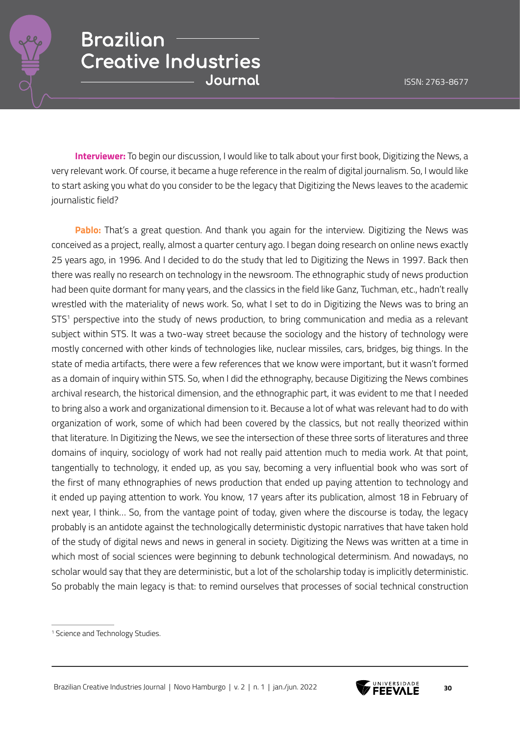**Interviewer:** To begin our discussion, I would like to talk about your first book, Digitizing the News, a very relevant work. Of course, it became a huge reference in the realm of digital journalism. So, I would like to start asking you what do you consider to be the legacy that Digitizing the News leaves to the academic journalistic field?

**Pablo:** That's a great question. And thank you again for the interview. Digitizing the News was conceived as a project, really, almost a quarter century ago. I began doing research on online news exactly 25 years ago, in 1996. And I decided to do the study that led to Digitizing the News in 1997. Back then there was really no research on technology in the newsroom. The ethnographic study of news production had been quite dormant for many years, and the classics in the field like Ganz, Tuchman, etc., hadn't really wrestled with the materiality of news work. So, what I set to do in Digitizing the News was to bring an STS[1] perspective into the study of news production, to bring communication and media as a relevant subject within STS. It was a two-way street because the sociology and the history of technology were mostly concerned with other kinds of technologies like, nuclear missiles, cars, bridges, big things. In the state of media artifacts, there were a few references that we know were important, but it wasn't formed as a domain of inquiry within STS. So, when I did the ethnography, because Digitizing the News combines archival research, the historical dimension, and the ethnographic part, it was evident to me that I needed to bring also a work and organizational dimension to it. Because a lot of what was relevant had to do with organization of work, some of which had been covered by the classics, but not really theorized within that literature. In Digitizing the News, we see the intersection of these three sorts of literatures and three domains of inquiry, sociology of work had not really paid attention much to media work. At that point, tangentially to technology, it ended up, as you say, becoming a very influential book who was sort of the first of many ethnographies of news production that ended up paying attention to technology and it ended up paying attention to work. You know, 17 years after its publication, almost 18 in February of next year, I think... So, from the vantage point of today, given where the discourse is today, the legacy probably is an antidote against the technologically deterministic dystopic narratives that have taken hold of the study of digital news and news in general in society. Digitizing the News was written at a time in which most of social sciences were beginning to debunk technological determinism. And nowadays, no scholar would say that they are deterministic, but a lot of the scholarship today is implicitly deterministic. So probably the main legacy is that: to remind ourselves that processes of social technical construction

[1] Science and Technology Studies.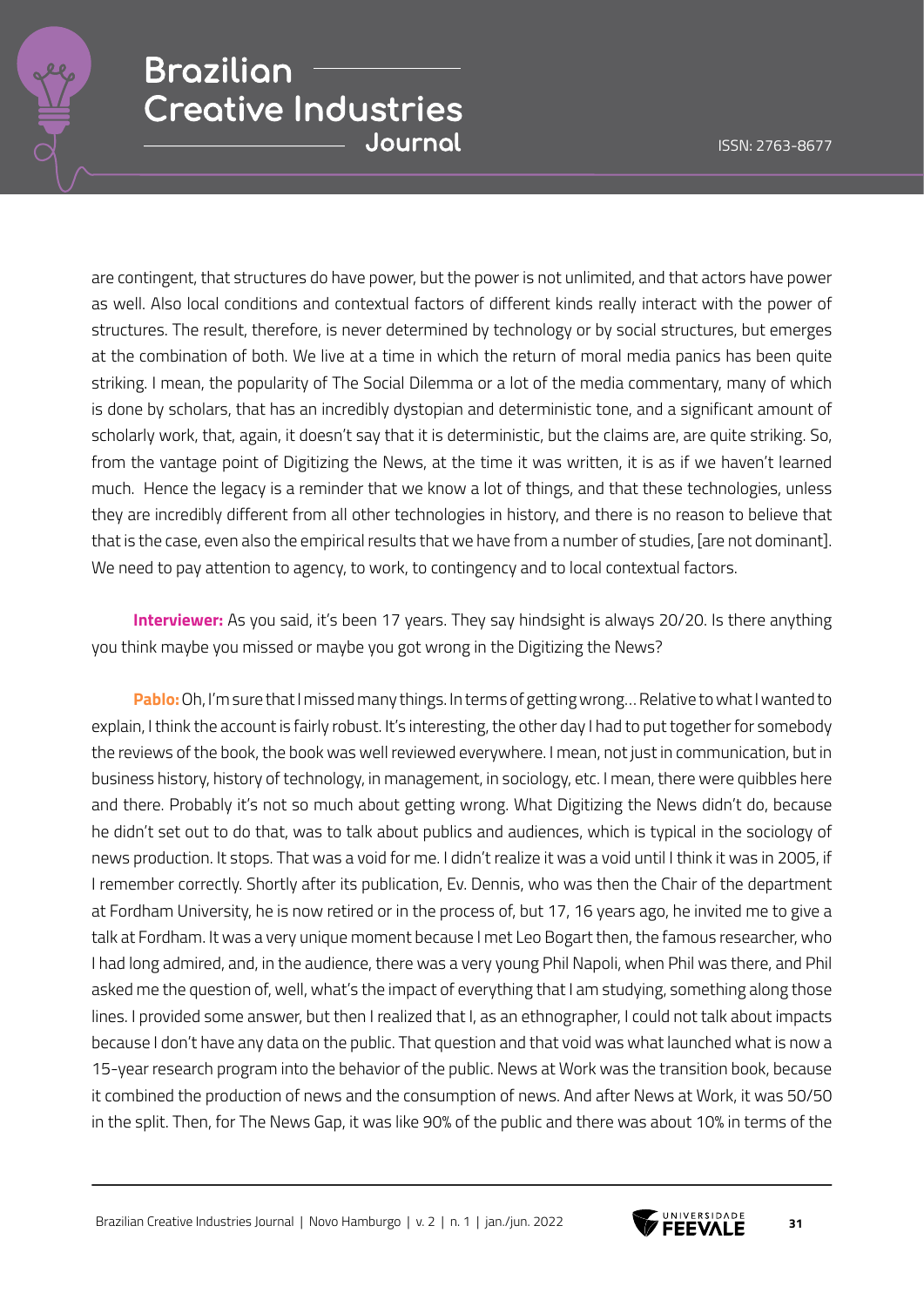are contingent, that structures do have power, but the power is not unlimited, and that actors have power as well. Also local conditions and contextual factors of different kinds really interact with the power of structures. The result, therefore, is never determined by technology or by social structures, but emerges at the combination of both. We live at a time in which the return of moral media panics has been quite striking. I mean, the popularity of The Social Dilemma or a lot of the media commentary, many of which is done by scholars, that has an incredibly dystopian and deterministic tone, and a significant amount of scholarly work, that, again, it doesn't say that it is deterministic, but the claims are, are quite striking. So, from the vantage point of Digitizing the News, at the time it was written, it is as if we haven't learned much. Hence the legacy is a reminder that we know a lot of things, and that these technologies, unless they are incredibly different from all other technologies in history, and there is no reason to believe that that is the case, even also the empirical results that we have from a number of studies, [are not dominant]. We need to pay attention to agency, to work, to contingency and to local contextual factors.

**Interviewer:** As you said, it's been 17 years. They say hindsight is always 20/20. Is there anything you think maybe you missed or maybe you got wrong in the Digitizing the News?

**Pablo:** Oh, I'm sure that I missed many things. In terms of getting wrong… Relative to what I wanted to explain, I think the account is fairly robust. It's interesting, the other day I had to put together for somebody the reviews of the book, the book was well reviewed everywhere. I mean, not just in communication, but in business history, history of technology, in management, in sociology, etc. I mean, there were quibbles here and there. Probably it's not so much about getting wrong. What Digitizing the News didn't do, because he didn't set out to do that, was to talk about publics and audiences, which is typical in the sociology of news production. It stops. That was a void for me. I didn't realize it was a void until I think it was in 2005, if I remember correctly. Shortly after its publication, Ev. Dennis, who was then the Chair of the department at Fordham University, he is now retired or in the process of, but 17, 16 years ago, he invited me to give a talk at Fordham. It was a very unique moment because I met Leo Bogart then, the famous researcher, who I had long admired, and, in the audience, there was a very young Phil Napoli, when Phil was there, and Phil asked me the question of, well, what's the impact of everything that I am studying, something along those lines. I provided some answer, but then I realized that I, as an ethnographer, I could not talk about impacts because I don't have any data on the public. That question and that void was what launched what is now a 15-year research program into the behavior of the public. News at Work was the transition book, because it combined the production of news and the consumption of news. And after News at Work, it was 50/50 in the split. Then, for The News Gap, it was like 90% of the public and there was about 10% in terms of the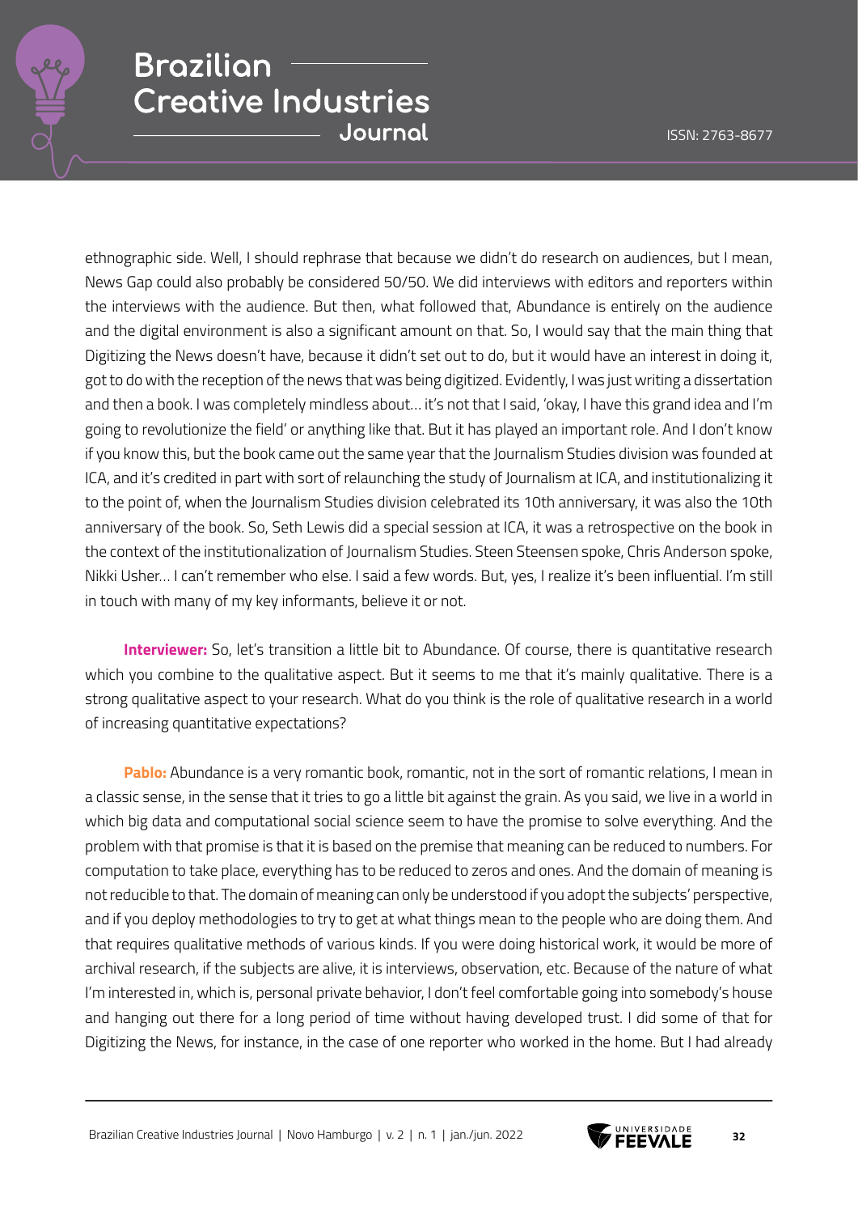ethnographic side. Well, I should rephrase that because we didn't do research on audiences, but I mean, News Gap could also probably be considered 50/50. We did interviews with editors and reporters within the interviews with the audience. But then, what followed that, Abundance is entirely on the audience and the digital environment is also a significant amount on that. So, I would say that the main thing that Digitizing the News doesn't have, because it didn't set out to do, but it would have an interest in doing it, got to do with the reception of the news that was being digitized. Evidently, I was just writing a dissertation and then a book. I was completely mindless about… it's not that I said, 'okay, I have this grand idea and I'm going to revolutionize the field' or anything like that. But it has played an important role. And I don't know if you know this, but the book came out the same year that the Journalism Studies division was founded at ICA, and it's credited in part with sort of relaunching the study of Journalism at ICA, and institutionalizing it to the point of, when the Journalism Studies division celebrated its 10th anniversary, it was also the 10th anniversary of the book. So, Seth Lewis did a special session at ICA, it was a retrospective on the book in the context of the institutionalization of Journalism Studies. Steen Steensen spoke, Chris Anderson spoke, Nikki Usher… I can't remember who else. I said a few words. But, yes, I realize it's been influential. I'm still in touch with many of my key informants, believe it or not.

**Interviewer:** So, let's transition a little bit to Abundance. Of course, there is quantitative research which you combine to the qualitative aspect. But it seems to me that it's mainly qualitative. There is a strong qualitative aspect to your research. What do you think is the role of qualitative research in a world of increasing quantitative expectations?

**Pablo:** Abundance is a very romantic book, romantic, not in the sort of romantic relations, I mean in a classic sense, in the sense that it tries to go a little bit against the grain. As you said, we live in a world in which big data and computational social science seem to have the promise to solve everything. And the problem with that promise is that it is based on the premise that meaning can be reduced to numbers. For computation to take place, everything has to be reduced to zeros and ones. And the domain of meaning is not reducible to that. The domain of meaning can only be understood if you adopt the subjects' perspective, and if you deploy methodologies to try to get at what things mean to the people who are doing them. And that requires qualitative methods of various kinds. If you were doing historical work, it would be more of archival research, if the subjects are alive, it is interviews, observation, etc. Because of the nature of what I'm interested in, which is, personal private behavior, I don't feel comfortable going into somebody's house and hanging out there for a long period of time without having developed trust. I did some of that for Digitizing the News, for instance, in the case of one reporter who worked in the home. But I had already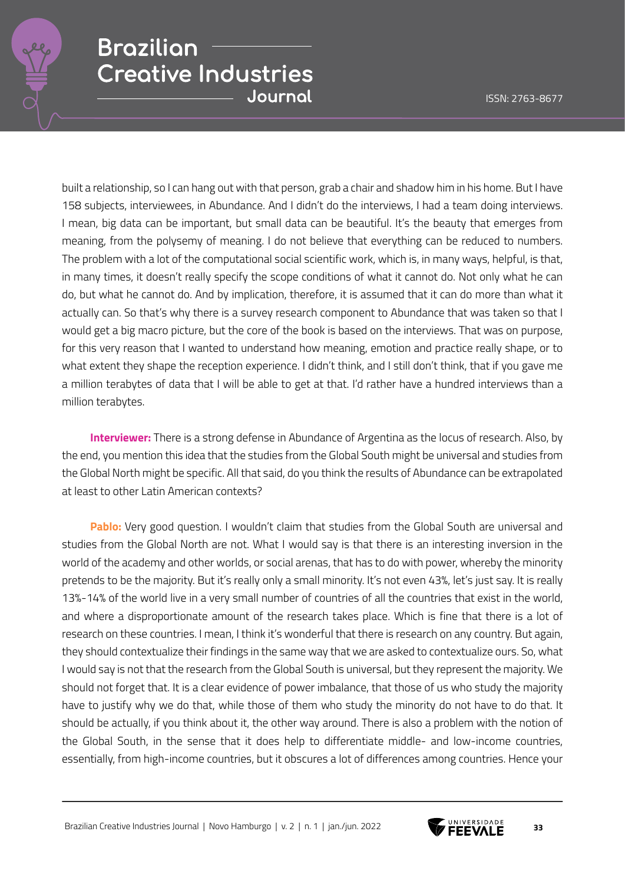built a relationship, so I can hang out with that person, grab a chair and shadow him in his home. But I have 158 subjects, interviewees, in Abundance. And I didn't do the interviews, I had a team doing interviews. I mean, big data can be important, but small data can be beautiful. It's the beauty that emerges from meaning, from the polysemy of meaning. I do not believe that everything can be reduced to numbers. The problem with a lot of the computational social scientific work, which is, in many ways, helpful, is that, in many times, it doesn't really specify the scope conditions of what it cannot do. Not only what he can do, but what he cannot do. And by implication, therefore, it is assumed that it can do more than what it actually can. So that's why there is a survey research component to Abundance that was taken so that I would get a big macro picture, but the core of the book is based on the interviews. That was on purpose, for this very reason that I wanted to understand how meaning, emotion and practice really shape, or to what extent they shape the reception experience. I didn't think, and I still don't think, that if you gave me a million terabytes of data that I will be able to get at that. I'd rather have a hundred interviews than a million terabytes.

**Interviewer:** There is a strong defense in Abundance of Argentina as the locus of research. Also, by the end, you mention this idea that the studies from the Global South might be universal and studies from the Global North might be specific. All that said, do you think the results of Abundance can be extrapolated at least to other Latin American contexts?

**Pablo:** Very good question. I wouldn't claim that studies from the Global South are universal and studies from the Global North are not. What I would say is that there is an interesting inversion in the world of the academy and other worlds, or social arenas, that has to do with power, whereby the minority pretends to be the majority. But it's really only a small minority. It's not even 43%, let's just say. It is really 13%-14% of the world live in a very small number of countries of all the countries that exist in the world, and where a disproportionate amount of the research takes place. Which is fine that there is a lot of research on these countries. I mean, I think it's wonderful that there is research on any country. But again, they should contextualize their findings in the same way that we are asked to contextualize ours. So, what I would say is not that the research from the Global South is universal, but they represent the majority. We should not forget that. It is a clear evidence of power imbalance, that those of us who study the majority have to justify why we do that, while those of them who study the minority do not have to do that. It should be actually, if you think about it, the other way around. There is also a problem with the notion of the Global South, in the sense that it does help to differentiate middle- and low-income countries, essentially, from high-income countries, but it obscures a lot of differences among countries. Hence your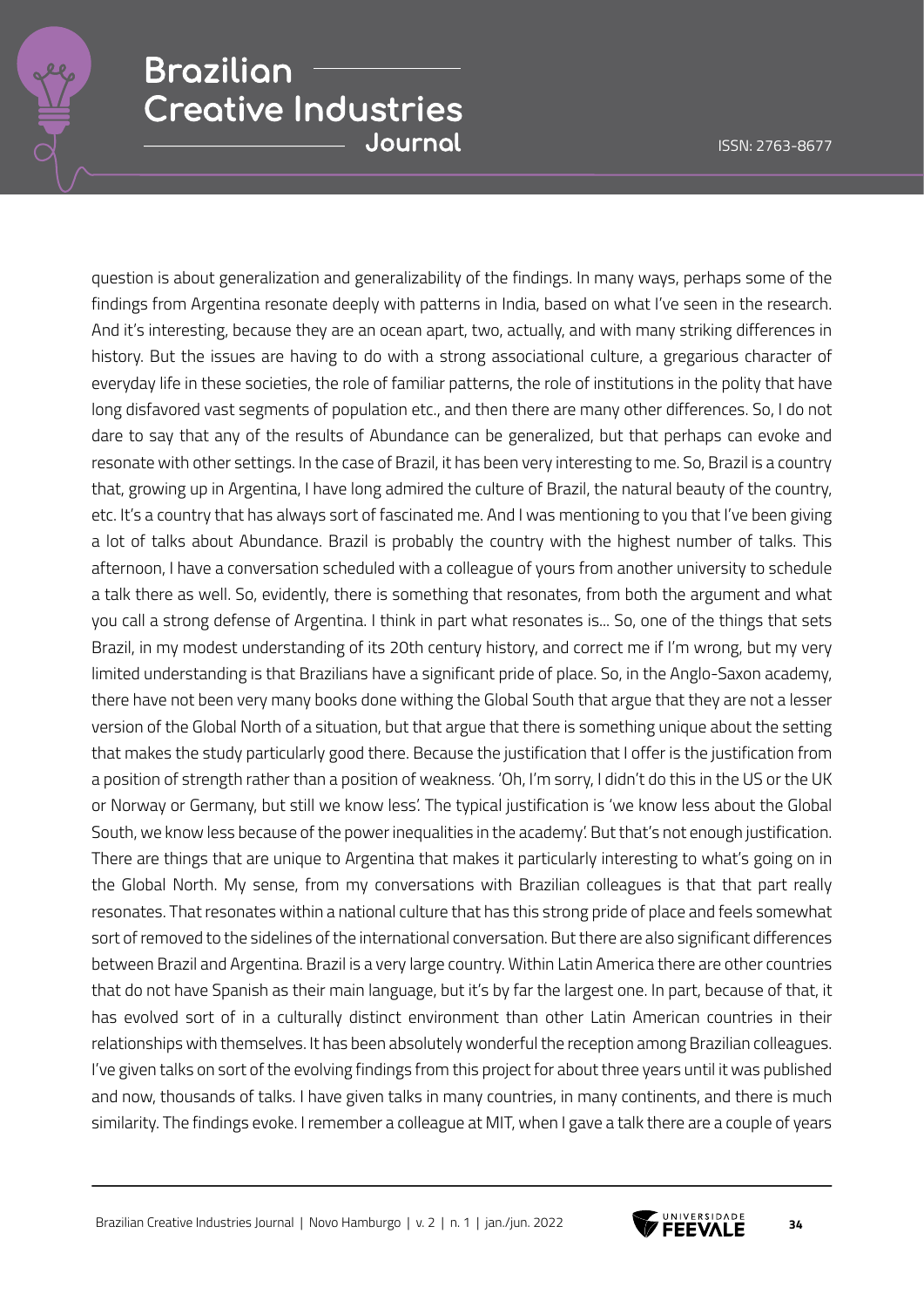question is about generalization and generalizability of the findings. In many ways, perhaps some of the findings from Argentina resonate deeply with patterns in India, based on what I've seen in the research. And it's interesting, because they are an ocean apart, two, actually, and with many striking differences in history. But the issues are having to do with a strong associational culture, a gregarious character of everyday life in these societies, the role of familiar patterns, the role of institutions in the polity that have long disfavored vast segments of population etc., and then there are many other differences. So, I do not dare to say that any of the results of Abundance can be generalized, but that perhaps can evoke and resonate with other settings. In the case of Brazil, it has been very interesting to me. So, Brazil is a country that, growing up in Argentina, I have long admired the culture of Brazil, the natural beauty of the country, etc. It's a country that has always sort of fascinated me. And I was mentioning to you that I've been giving a lot of talks about Abundance. Brazil is probably the country with the highest number of talks. This afternoon, I have a conversation scheduled with a colleague of yours from another university to schedule a talk there as well. So, evidently, there is something that resonates, from both the argument and what you call a strong defense of Argentina. I think in part what resonates is... So, one of the things that sets Brazil, in my modest understanding of its 20th century history, and correct me if I'm wrong, but my very limited understanding is that Brazilians have a significant pride of place. So, in the Anglo-Saxon academy, there have not been very many books done withing the Global South that argue that they are not a lesser version of the Global North of a situation, but that argue that there is something unique about the setting that makes the study particularly good there. Because the justification that I offer is the justification from a position of strength rather than a position of weakness. 'Oh, I'm sorry, I didn't do this in the US or the UK or Norway or Germany, but still we know less'. The typical justification is 'we know less about the Global South, we know less because of the power inequalities in the academy'. But that's not enough justification. There are things that are unique to Argentina that makes it particularly interesting to what's going on in the Global North. My sense, from my conversations with Brazilian colleagues is that that part really resonates. That resonates within a national culture that has this strong pride of place and feels somewhat sort of removed to the sidelines of the international conversation. But there are also significant differences between Brazil and Argentina. Brazil is a very large country. Within Latin America there are other countries that do not have Spanish as their main language, but it's by far the largest one. In part, because of that, it has evolved sort of in a culturally distinct environment than other Latin American countries in their relationships with themselves. It has been absolutely wonderful the reception among Brazilian colleagues. I've given talks on sort of the evolving findings from this project for about three years until it was published and now, thousands of talks. I have given talks in many countries, in many continents, and there is much similarity. The findings evoke. I remember a colleague at MIT, when I gave a talk there are a couple of years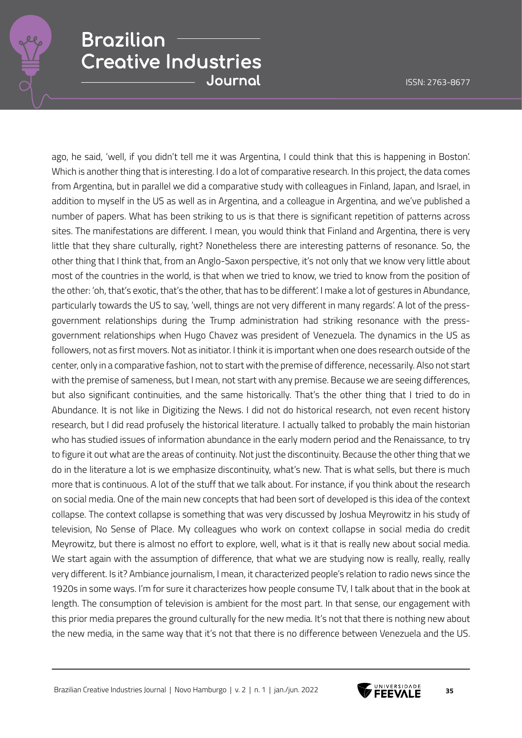ago, he said, 'well, if you didn't tell me it was Argentina, I could think that this is happening in Boston'. Which is another thing that is interesting. I do a lot of comparative research. In this project, the data comes from Argentina, but in parallel we did a comparative study with colleagues in Finland, Japan, and Israel, in addition to myself in the US as well as in Argentina, and a colleague in Argentina, and we've published a number of papers. What has been striking to us is that there is significant repetition of patterns across sites. The manifestations are different. I mean, you would think that Finland and Argentina, there is very little that they share culturally, right? Nonetheless there are interesting patterns of resonance. So, the other thing that I think that, from an Anglo-Saxon perspective, it's not only that we know very little about most of the countries in the world, is that when we tried to know, we tried to know from the position of the other: 'oh, that's exotic, that's the other, that has to be different'. I make a lot of gestures in Abundance, particularly towards the US to say, 'well, things are not very different in many regards'. A lot of the press-government relationships during the Trump administration had striking resonance with the press-government relationships when Hugo Chavez was president of Venezuela. The dynamics in the US as followers, not as first movers. Not as initiator. I think it is important when one does research outside of the center, only in a comparative fashion, not to start with the premise of difference, necessarily. Also not start with the premise of sameness, but I mean, not start with any premise. Because we are seeing differences, but also significant continuities, and the same historically. That's the other thing that I tried to do in Abundance. It is not like in Digitizing the News. I did not do historical research, not even recent history research, but I did read profusely the historical literature. I actually talked to probably the main historian who has studied issues of information abundance in the early modern period and the Renaissance, to try to figure it out what are the areas of continuity. Not just the discontinuity. Because the other thing that we do in the literature a lot is we emphasize discontinuity, what's new. That is what sells, but there is much more that is continuous. A lot of the stuff that we talk about. For instance, if you think about the research on social media. One of the main new concepts that had been sort of developed is this idea of the context collapse. The context collapse is something that was very discussed by Joshua Meyrowitz in his study of television, No Sense of Place. My colleagues who work on context collapse in social media do credit Meyrowitz, but there is almost no effort to explore, well, what is it that is really new about social media. We start again with the assumption of difference, that what we are studying now is really, really, really very different. Is it? Ambiance journalism, I mean, it characterized people's relation to radio news since the 1920s in some ways. I'm for sure it characterizes how people consume TV, I talk about that in the book at length. The consumption of television is ambient for the most part. In that sense, our engagement with this prior media prepares the ground culturally for the new media. It's not that there is nothing new about the new media, in the same way that it's not that there is no difference between Venezuela and the US.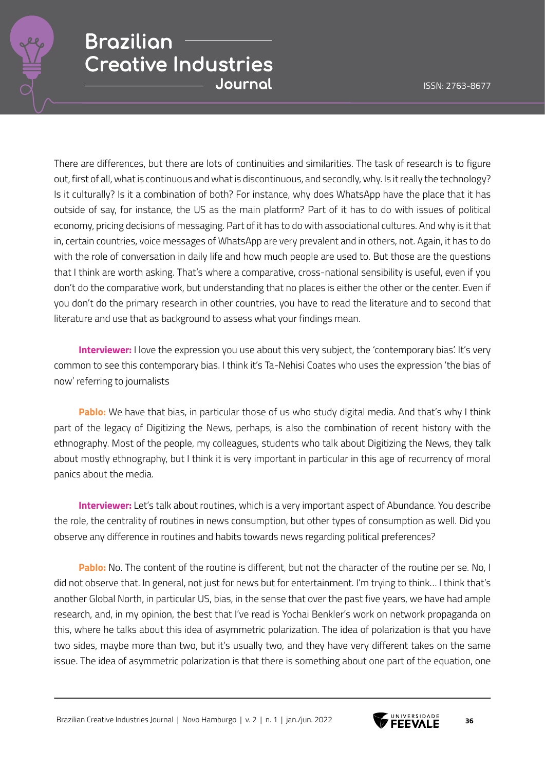There are differences, but there are lots of continuities and similarities. The task of research is to figure out, first of all, what is continuous and what is discontinuous, and secondly, why. Is it really the technology? Is it culturally? Is it a combination of both? For instance, why does WhatsApp have the place that it has outside of say, for instance, the US as the main platform? Part of it has to do with issues of political economy, pricing decisions of messaging. Part of it has to do with associational cultures. And why is it that in, certain countries, voice messages of WhatsApp are very prevalent and in others, not. Again, it has to do with the role of conversation in daily life and how much people are used to. But those are the questions that I think are worth asking. That's where a comparative, cross-national sensibility is useful, even if you don't do the comparative work, but understanding that no places is either the other or the center. Even if you don't do the primary research in other countries, you have to read the literature and to second that literature and use that as background to assess what your findings mean.

**Interviewer:** I love the expression you use about this very subject, the 'contemporary bias'. It's very common to see this contemporary bias. I think it's Ta-Nehisi Coates who uses the expression 'the bias of now' referring to journalists

**Pablo:** We have that bias, in particular those of us who study digital media. And that's why I think part of the legacy of Digitizing the News, perhaps, is also the combination of recent history with the ethnography. Most of the people, my colleagues, students who talk about Digitizing the News, they talk about mostly ethnography, but I think it is very important in particular in this age of recurrency of moral panics about the media.

**Interviewer:** Let's talk about routines, which is a very important aspect of Abundance. You describe the role, the centrality of routines in news consumption, but other types of consumption as well. Did you observe any difference in routines and habits towards news regarding political preferences?

**Pablo:** No. The content of the routine is different, but not the character of the routine per se. No, I did not observe that. In general, not just for news but for entertainment. I'm trying to think... I think that's another Global North, in particular US, bias, in the sense that over the past five years, we have had ample research, and, in my opinion, the best that I've read is Yochai Benkler's work on network propaganda on this, where he talks about this idea of asymmetric polarization. The idea of polarization is that you have two sides, maybe more than two, but it's usually two, and they have very different takes on the same issue. The idea of asymmetric polarization is that there is something about one part of the equation, one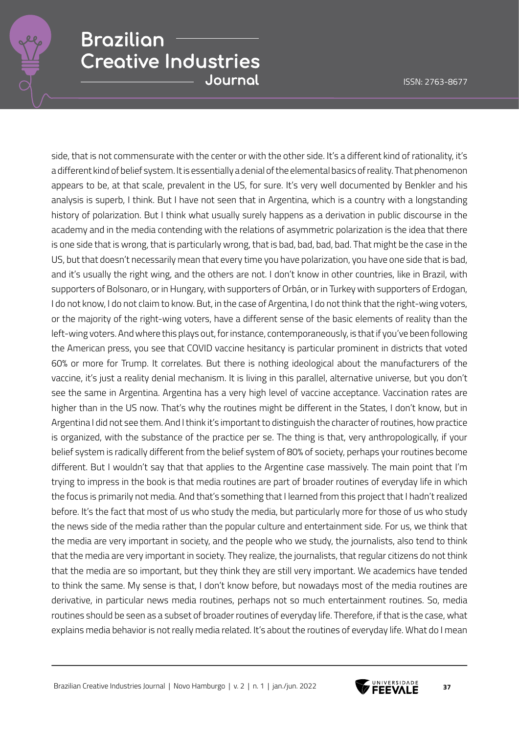side, that is not commensurate with the center or with the other side. It's a different kind of rationality, it's a different kind of belief system. It is essentially a denial of the elemental basics of reality. That phenomenon appears to be, at that scale, prevalent in the US, for sure. It's very well documented by Benkler and his analysis is superb, I think. But I have not seen that in Argentina, which is a country with a longstanding history of polarization. But I think what usually surely happens as a derivation in public discourse in the academy and in the media contending with the relations of asymmetric polarization is the idea that there is one side that is wrong, that is particularly wrong, that is bad, bad, bad, bad. That might be the case in the US, but that doesn't necessarily mean that every time you have polarization, you have one side that is bad, and it's usually the right wing, and the others are not. I don't know in other countries, like in Brazil, with supporters of Bolsonaro, or in Hungary, with supporters of Orbán, or in Turkey with supporters of Erdogan, I do not know, I do not claim to know. But, in the case of Argentina, I do not think that the right-wing voters, or the majority of the right-wing voters, have a different sense of the basic elements of reality than the left-wing voters. And where this plays out, for instance, contemporaneously, is that if you've been following the American press, you see that COVID vaccine hesitancy is particular prominent in districts that voted 60% or more for Trump. It correlates. But there is nothing ideological about the manufacturers of the vaccine, it's just a reality denial mechanism. It is living in this parallel, alternative universe, but you don't see the same in Argentina. Argentina has a very high level of vaccine acceptance. Vaccination rates are higher than in the US now. That's why the routines might be different in the States, I don't know, but in Argentina I did not see them. And I think it's important to distinguish the character of routines, how practice is organized, with the substance of the practice per se. The thing is that, very anthropologically, if your belief system is radically different from the belief system of 80% of society, perhaps your routines become different. But I wouldn't say that that applies to the Argentine case massively. The main point that I'm trying to impress in the book is that media routines are part of broader routines of everyday life in which the focus is primarily not media. And that's something that I learned from this project that I hadn't realized before. It's the fact that most of us who study the media, but particularly more for those of us who study the news side of the media rather than the popular culture and entertainment side. For us, we think that the media are very important in society, and the people who we study, the journalists, also tend to think that the media are very important in society. They realize, the journalists, that regular citizens do not think that the media are so important, but they think they are still very important. We academics have tended to think the same. My sense is that, I don't know before, but nowadays most of the media routines are derivative, in particular news media routines, perhaps not so much entertainment routines. So, media routines should be seen as a subset of broader routines of everyday life. Therefore, if that is the case, what explains media behavior is not really media related. It's about the routines of everyday life. What do I mean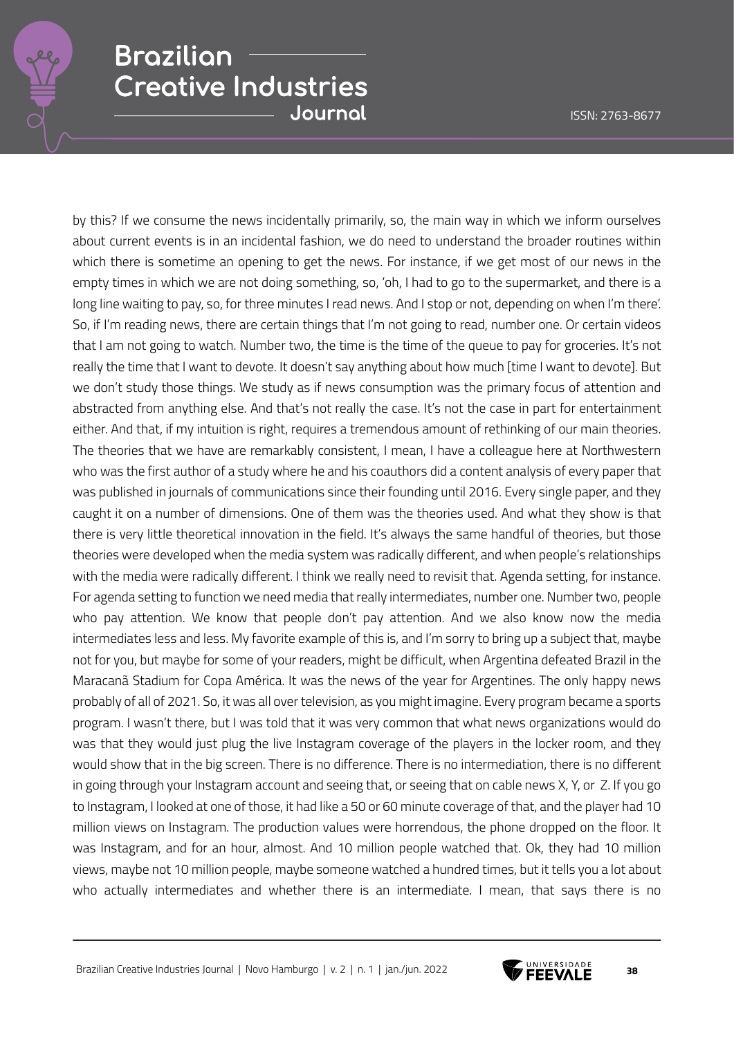by this? If we consume the news incidentally primarily, so, the main way in which we inform ourselves about current events is in an incidental fashion, we do need to understand the broader routines within which there is sometime an opening to get the news. For instance, if we get most of our news in the empty times in which we are not doing something, so, 'oh, I had to go to the supermarket, and there is a long line waiting to pay, so, for three minutes I read news. And I stop or not, depending on when I'm there'. So, if I'm reading news, there are certain things that I'm not going to read, number one. Or certain videos that I am not going to watch. Number two, the time is the time of the queue to pay for groceries. It's not really the time that I want to devote. It doesn't say anything about how much [time I want to devote]. But we don't study those things. We study as if news consumption was the primary focus of attention and abstracted from anything else. And that's not really the case. It's not the case in part for entertainment either. And that, if my intuition is right, requires a tremendous amount of rethinking of our main theories. The theories that we have are remarkably consistent, I mean, I have a colleague here at Northwestern who was the first author of a study where he and his coauthors did a content analysis of every paper that was published in journals of communications since their founding until 2016. Every single paper, and they caught it on a number of dimensions. One of them was the theories used. And what they show is that there is very little theoretical innovation in the field. It's always the same handful of theories, but those theories were developed when the media system was radically different, and when people's relationships with the media were radically different. I think we really need to revisit that. Agenda setting, for instance. For agenda setting to function we need media that really intermediates, number one. Number two, people who pay attention. We know that people don't pay attention. And we also know now the media intermediates less and less. My favorite example of this is, and I'm sorry to bring up a subject that, maybe not for you, but maybe for some of your readers, might be difficult, when Argentina defeated Brazil in the Maracanã Stadium for Copa América. It was the news of the year for Argentines. The only happy news probably of all of 2021. So, it was all over television, as you might imagine. Every program became a sports program. I wasn't there, but I was told that it was very common that what news organizations would do was that they would just plug the live Instagram coverage of the players in the locker room, and they would show that in the big screen. There is no difference. There is no intermediation, there is no different in going through your Instagram account and seeing that, or seeing that on cable news X, Y, or Z. If you go to Instagram, I looked at one of those, it had like a 50 or 60 minute coverage of that, and the player had 10 million views on Instagram. The production values were horrendous, the phone dropped on the floor. It was Instagram, and for an hour, almost. And 10 million people watched that. Ok, they had 10 million views, maybe not 10 million people, maybe someone watched a hundred times, but it tells you a lot about who actually intermediates and whether there is an intermediate. I mean, that says there is no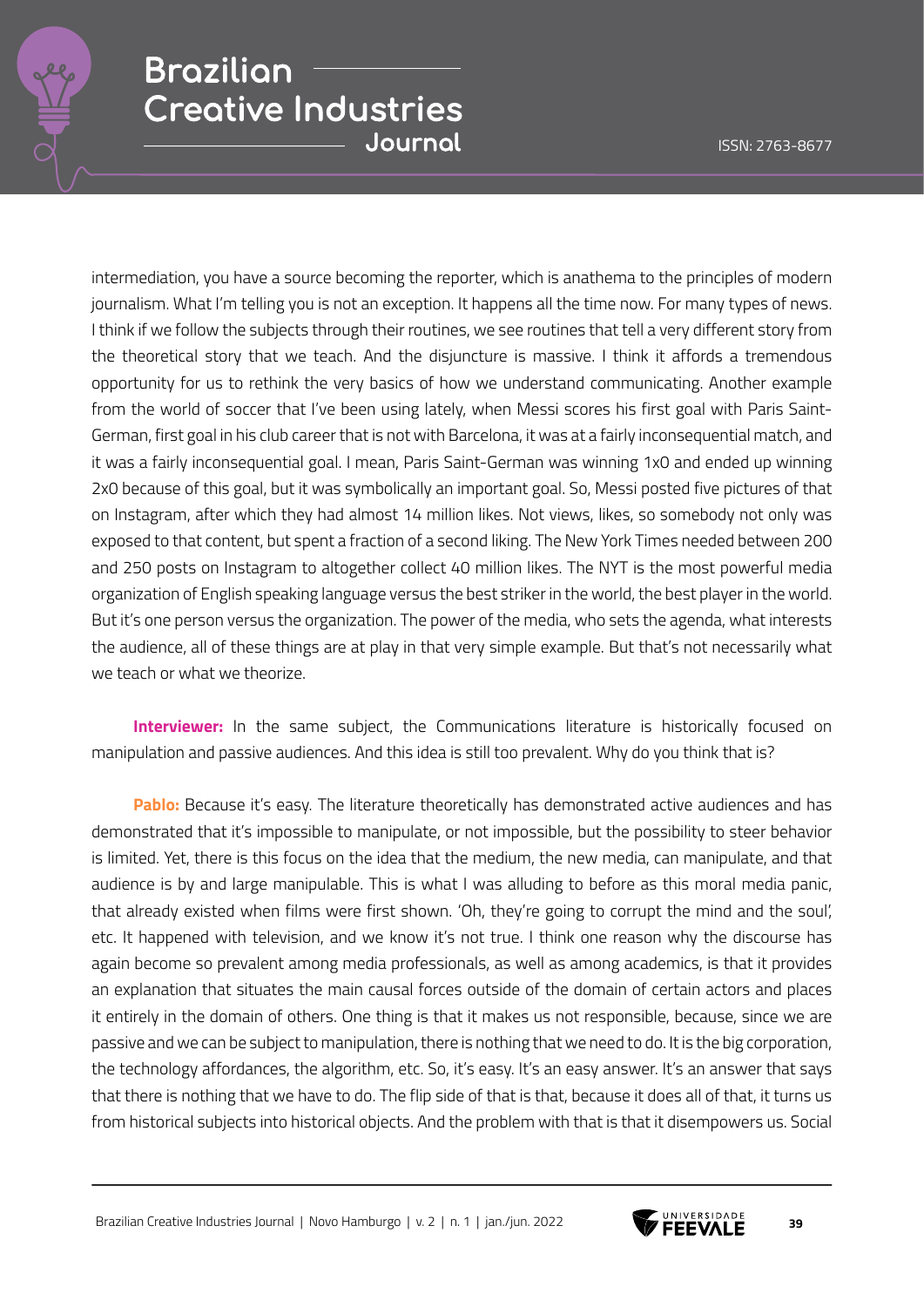intermediation, you have a source becoming the reporter, which is anathema to the principles of modern journalism. What I'm telling you is not an exception. It happens all the time now. For many types of news. I think if we follow the subjects through their routines, we see routines that tell a very different story from the theoretical story that we teach. And the disjuncture is massive. I think it affords a tremendous opportunity for us to rethink the very basics of how we understand communicating. Another example from the world of soccer that I've been using lately, when Messi scores his first goal with Paris Saint-German, first goal in his club career that is not with Barcelona, it was at a fairly inconsequential match, and it was a fairly inconsequential goal. I mean, Paris Saint-German was winning 1x0 and ended up winning 2x0 because of this goal, but it was symbolically an important goal. So, Messi posted five pictures of that on Instagram, after which they had almost 14 million likes. Not views, likes, so somebody not only was exposed to that content, but spent a fraction of a second liking. The New York Times needed between 200 and 250 posts on Instagram to altogether collect 40 million likes. The NYT is the most powerful media organization of English speaking language versus the best striker in the world, the best player in the world. But it's one person versus the organization. The power of the media, who sets the agenda, what interests the audience, all of these things are at play in that very simple example. But that's not necessarily what we teach or what we theorize.

**Interviewer:** In the same subject, the Communications literature is historically focused on manipulation and passive audiences. And this idea is still too prevalent. Why do you think that is?

**Pablo:** Because it's easy. The literature theoretically has demonstrated active audiences and has demonstrated that it's impossible to manipulate, or not impossible, but the possibility to steer behavior is limited. Yet, there is this focus on the idea that the medium, the new media, can manipulate, and that audience is by and large manipulable. This is what I was alluding to before as this moral media panic, that already existed when films were first shown. 'Oh, they're going to corrupt the mind and the soul', etc. It happened with television, and we know it's not true. I think one reason why the discourse has again become so prevalent among media professionals, as well as among academics, is that it provides an explanation that situates the main causal forces outside of the domain of certain actors and places it entirely in the domain of others. One thing is that it makes us not responsible, because, since we are passive and we can be subject to manipulation, there is nothing that we need to do. It is the big corporation, the technology affordances, the algorithm, etc. So, it's easy. It's an easy answer. It's an answer that says that there is nothing that we have to do. The flip side of that is that, because it does all of that, it turns us from historical subjects into historical objects. And the problem with that is that it disempowers us. Social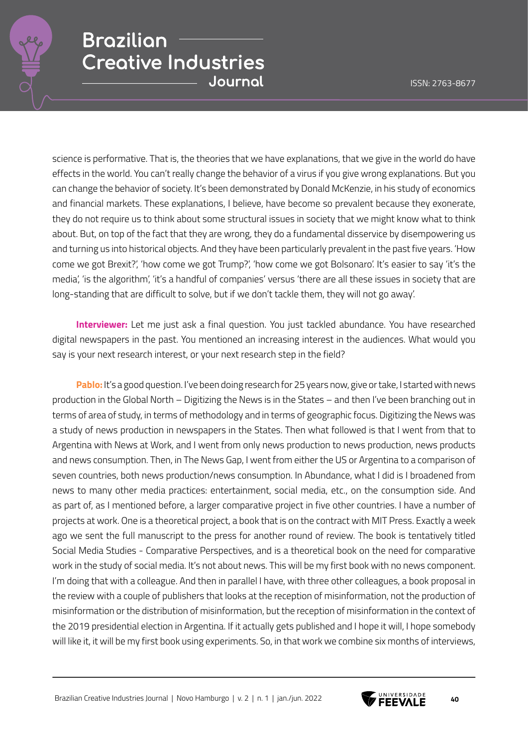science is performative. That is, the theories that we have explanations, that we give in the world do have effects in the world. You can't really change the behavior of a virus if you give wrong explanations. But you can change the behavior of society. It's been demonstrated by Donald McKenzie, in his study of economics and financial markets. These explanations, I believe, have become so prevalent because they exonerate, they do not require us to think about some structural issues in society that we might know what to think about. But, on top of the fact that they are wrong, they do a fundamental disservice by disempowering us and turning us into historical objects. And they have been particularly prevalent in the past five years. 'How come we got Brexit?', 'how come we got Trump?', 'how come we got Bolsonaro'. It's easier to say 'it's the media', 'is the algorithm', 'it's a handful of companies' versus 'there are all these issues in society that are long-standing that are difficult to solve, but if we don't tackle them, they will not go away'.

**Interviewer:** Let me just ask a final question. You just tackled abundance. You have researched digital newspapers in the past. You mentioned an increasing interest in the audiences. What would you say is your next research interest, or your next research step in the field?

**Pablo:** It's a good question. I've been doing research for 25 years now, give or take, I started with news production in the Global North – Digitizing the News is in the States – and then I've been branching out in terms of area of study, in terms of methodology and in terms of geographic focus. Digitizing the News was a study of news production in newspapers in the States. Then what followed is that I went from that to Argentina with News at Work, and I went from only news production to news production, news products and news consumption. Then, in The News Gap, I went from either the US or Argentina to a comparison of seven countries, both news production/news consumption. In Abundance, what I did is I broadened from news to many other media practices: entertainment, social media, etc., on the consumption side. And as part of, as I mentioned before, a larger comparative project in five other countries. I have a number of projects at work. One is a theoretical project, a book that is on the contract with MIT Press. Exactly a week ago we sent the full manuscript to the press for another round of review. The book is tentatively titled Social Media Studies - Comparative Perspectives, and is a theoretical book on the need for comparative work in the study of social media. It's not about news. This will be my first book with no news component. I'm doing that with a colleague. And then in parallel I have, with three other colleagues, a book proposal in the review with a couple of publishers that looks at the reception of misinformation, not the production of misinformation or the distribution of misinformation, but the reception of misinformation in the context of the 2019 presidential election in Argentina. If it actually gets published and I hope it will, I hope somebody will like it, it will be my first book using experiments. So, in that work we combine six months of interviews,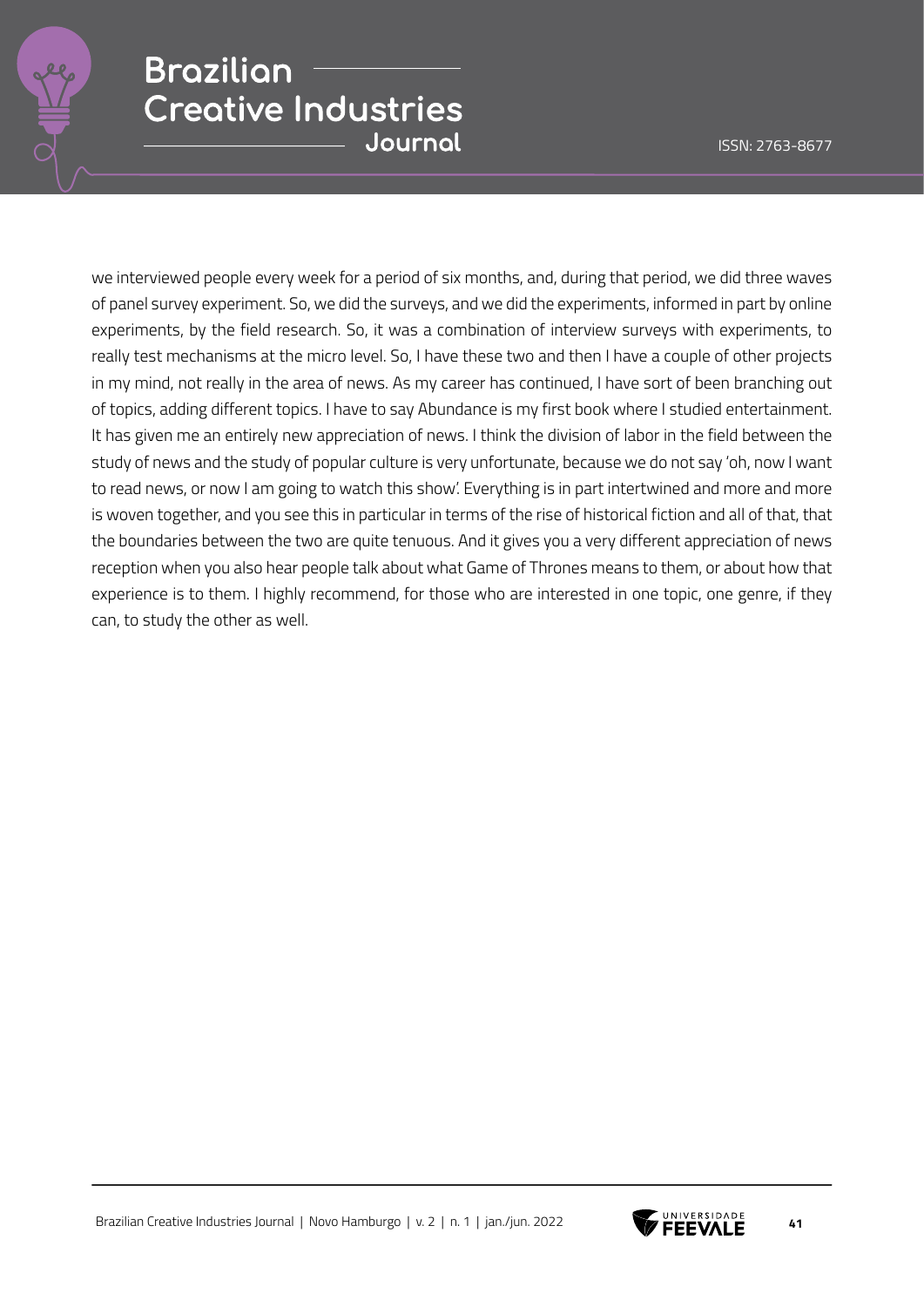we interviewed people every week for a period of six months, and, during that period, we did three waves of panel survey experiment. So, we did the surveys, and we did the experiments, informed in part by online experiments, by the field research. So, it was a combination of interview surveys with experiments, to really test mechanisms at the micro level. So, I have these two and then I have a couple of other projects in my mind, not really in the area of news. As my career has continued, I have sort of been branching out of topics, adding different topics. I have to say Abundance is my first book where I studied entertainment. It has given me an entirely new appreciation of news. I think the division of labor in the field between the study of news and the study of popular culture is very unfortunate, because we do not say 'oh, now I want to read news, or now I am going to watch this show'. Everything is in part intertwined and more and more is woven together, and you see this in particular in terms of the rise of historical fiction and all of that, that the boundaries between the two are quite tenuous. And it gives you a very different appreciation of news reception when you also hear people talk about what Game of Thrones means to them, or about how that experience is to them. I highly recommend, for those who are interested in one topic, one genre, if they can, to study the other as well.